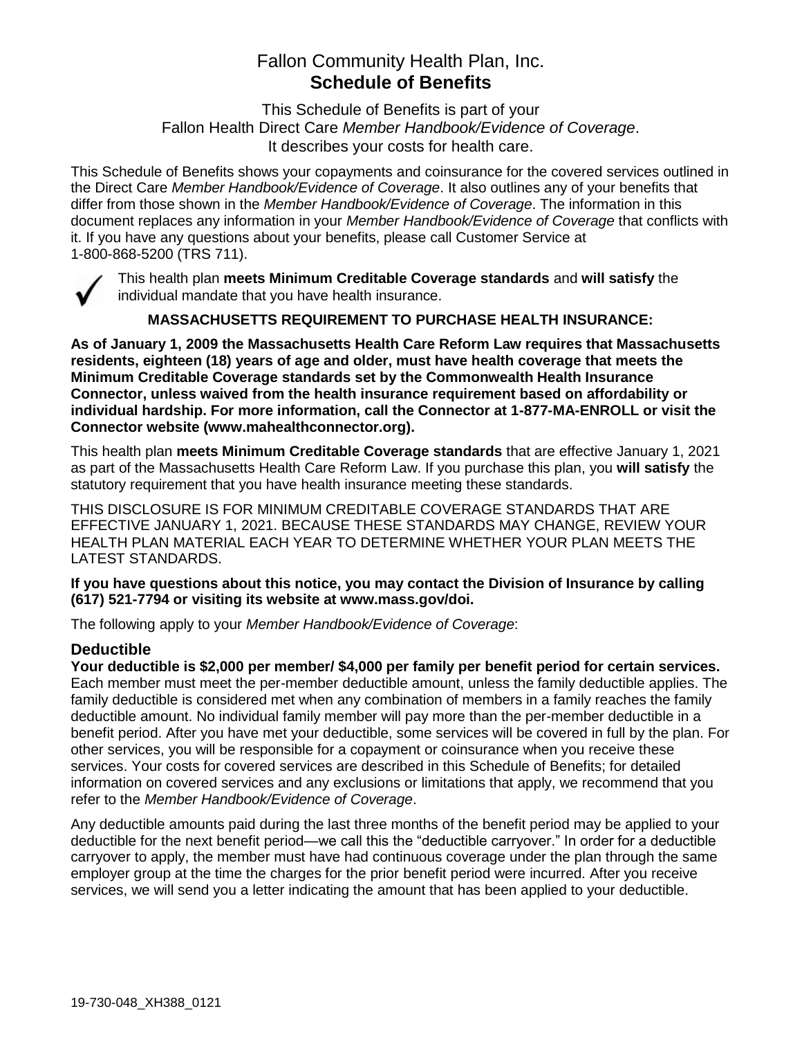# Fallon Community Health Plan, Inc.
# **Schedule of Benefits**

This Schedule of Benefits is part of your
Fallon Health Direct Care *Member Handbook/Evidence of Coverage*.
It describes your costs for health care.

This Schedule of Benefits shows your copayments and coinsurance for the covered services outlined in the Direct Care *Member Handbook/Evidence of Coverage*. It also outlines any of your benefits that differ from those shown in the *Member Handbook/Evidence of Coverage*. The information in this document replaces any information in your *Member Handbook/Evidence of Coverage* that conflicts with it. If you have any questions about your benefits, please call Customer Service at 1-800-868-5200 (TRS 711).

✓ This health plan **meets Minimum Creditable Coverage standards** and **will satisfy** the individual mandate that you have health insurance.

**MASSACHUSETTS REQUIREMENT TO PURCHASE HEALTH INSURANCE:**

**As of January 1, 2009 the Massachusetts Health Care Reform Law requires that Massachusetts residents, eighteen (18) years of age and older, must have health coverage that meets the Minimum Creditable Coverage standards set by the Commonwealth Health Insurance Connector, unless waived from the health insurance requirement based on affordability or individual hardship. For more information, call the Connector at 1-877-MA-ENROLL or visit the Connector website (www.mahealthconnector.org).**

This health plan **meets Minimum Creditable Coverage standards** that are effective January 1, 2021 as part of the Massachusetts Health Care Reform Law. If you purchase this plan, you **will satisfy** the statutory requirement that you have health insurance meeting these standards.

THIS DISCLOSURE IS FOR MINIMUM CREDITABLE COVERAGE STANDARDS THAT ARE EFFECTIVE JANUARY 1, 2021. BECAUSE THESE STANDARDS MAY CHANGE, REVIEW YOUR HEALTH PLAN MATERIAL EACH YEAR TO DETERMINE WHETHER YOUR PLAN MEETS THE LATEST STANDARDS.

**If you have questions about this notice, you may contact the Division of Insurance by calling (617) 521-7794 or visiting its website at www.mass.gov/doi.**

The following apply to your *Member Handbook/Evidence of Coverage*:

## Deductible

**Your deductible is $2,000 per member/ $4,000 per family per benefit period for certain services.** Each member must meet the per-member deductible amount, unless the family deductible applies. The family deductible is considered met when any combination of members in a family reaches the family deductible amount. No individual family member will pay more than the per-member deductible in a benefit period. After you have met your deductible, some services will be covered in full by the plan. For other services, you will be responsible for a copayment or coinsurance when you receive these services. Your costs for covered services are described in this Schedule of Benefits; for detailed information on covered services and any exclusions or limitations that apply, we recommend that you refer to the *Member Handbook/Evidence of Coverage*.

Any deductible amounts paid during the last three months of the benefit period may be applied to your deductible for the next benefit period—we call this the "deductible carryover." In order for a deductible carryover to apply, the member must have had continuous coverage under the plan through the same employer group at the time the charges for the prior benefit period were incurred. After you receive services, we will send you a letter indicating the amount that has been applied to your deductible.

19-730-048_XH388_0121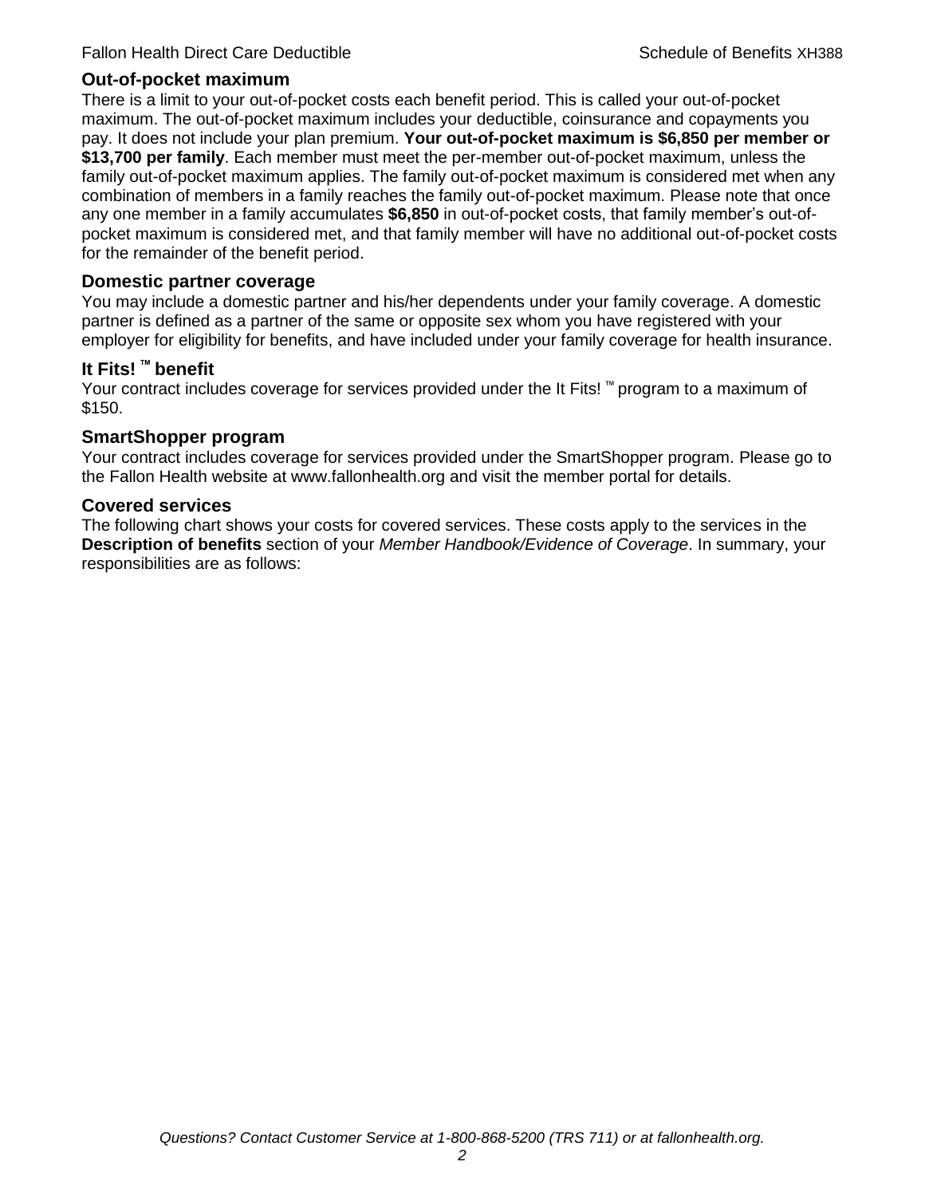## Out-of-pocket maximum

There is a limit to your out-of-pocket costs each benefit period. This is called your out-of-pocket maximum. The out-of-pocket maximum includes your deductible, coinsurance and copayments you pay. It does not include your plan premium. **Your out-of-pocket maximum is $6,850 per member or $13,700 per family**. Each member must meet the per-member out-of-pocket maximum, unless the family out-of-pocket maximum applies. The family out-of-pocket maximum is considered met when any combination of members in a family reaches the family out-of-pocket maximum. Please note that once any one member in a family accumulates **$6,850** in out-of-pocket costs, that family member's out-of-pocket maximum is considered met, and that family member will have no additional out-of-pocket costs for the remainder of the benefit period.

## Domestic partner coverage

You may include a domestic partner and his/her dependents under your family coverage. A domestic partner is defined as a partner of the same or opposite sex whom you have registered with your employer for eligibility for benefits, and have included under your family coverage for health insurance.

## It Fits! ™ benefit

Your contract includes coverage for services provided under the It Fits! ™ program to a maximum of $150.

## SmartShopper program

Your contract includes coverage for services provided under the SmartShopper program. Please go to the Fallon Health website at www.fallonhealth.org and visit the member portal for details.

## Covered services

The following chart shows your costs for covered services. These costs apply to the services in the **Description of benefits** section of your *Member Handbook/Evidence of Coverage*. In summary, your responsibilities are as follows: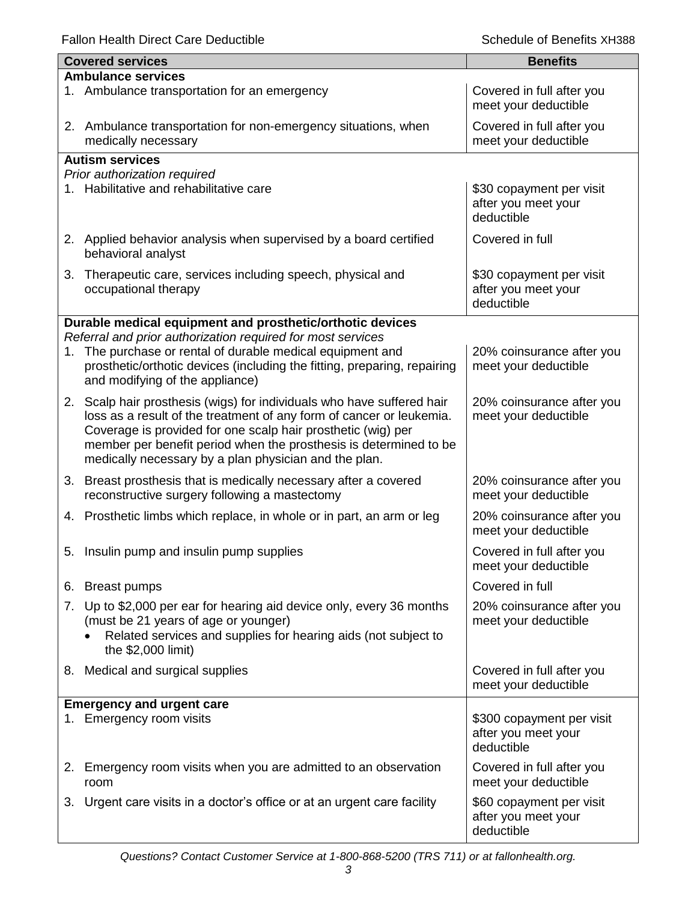| Covered services | Benefits |
|---|---|
| **Ambulance services** | |
| 1. Ambulance transportation for an emergency | Covered in full after you meet your deductible |
| 2. Ambulance transportation for non-emergency situations, when medically necessary | Covered in full after you meet your deductible |
| **Autism services**<br>*Prior authorization required* | |
| 1. Habilitative and rehabilitative care | $30 copayment per visit after you meet your deductible |
| 2. Applied behavior analysis when supervised by a board certified behavioral analyst | Covered in full |
| 3. Therapeutic care, services including speech, physical and occupational therapy | $30 copayment per visit after you meet your deductible |
| **Durable medical equipment and prosthetic/orthotic devices**<br>*Referral and prior authorization required for most services* | |
| 1. The purchase or rental of durable medical equipment and prosthetic/orthotic devices (including the fitting, preparing, repairing and modifying of the appliance) | 20% coinsurance after you meet your deductible |
| 2. Scalp hair prosthesis (wigs) for individuals who have suffered hair loss as a result of the treatment of any form of cancer or leukemia. Coverage is provided for one scalp hair prosthetic (wig) per member per benefit period when the prosthesis is determined to be medically necessary by a plan physician and the plan. | 20% coinsurance after you meet your deductible |
| 3. Breast prosthesis that is medically necessary after a covered reconstructive surgery following a mastectomy | 20% coinsurance after you meet your deductible |
| 4. Prosthetic limbs which replace, in whole or in part, an arm or leg | 20% coinsurance after you meet your deductible |
| 5. Insulin pump and insulin pump supplies | Covered in full after you meet your deductible |
| 6. Breast pumps | Covered in full |
| 7. Up to $2,000 per ear for hearing aid device only, every 36 months (must be 21 years of age or younger)<br>• Related services and supplies for hearing aids (not subject to the $2,000 limit) | 20% coinsurance after you meet your deductible |
| 8. Medical and surgical supplies | Covered in full after you meet your deductible |
| **Emergency and urgent care** | |
| 1. Emergency room visits | $300 copayment per visit after you meet your deductible |
| 2. Emergency room visits when you are admitted to an observation room | Covered in full after you meet your deductible |
| 3. Urgent care visits in a doctor's office or at an urgent care facility | $60 copayment per visit after you meet your deductible |

*Questions? Contact Customer Service at 1-800-868-5200 (TRS 711) or at fallonhealth.org.*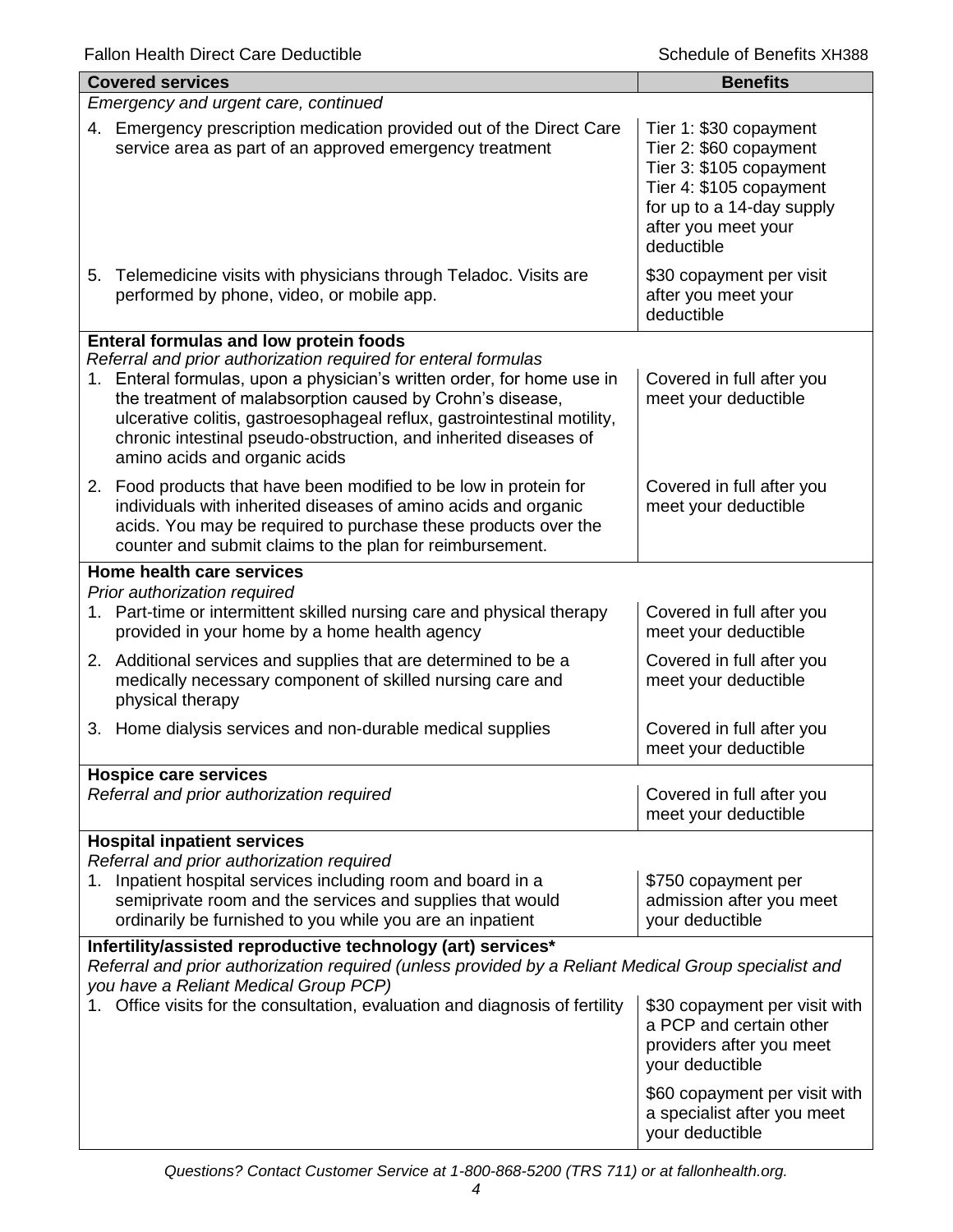| Covered services | Benefits |
|---|---|
| *Emergency and urgent care, continued* | |
| 4. Emergency prescription medication provided out of the Direct Care service area as part of an approved emergency treatment | Tier 1: $30 copayment<br>Tier 2: $60 copayment<br>Tier 3: $105 copayment<br>Tier 4: $105 copayment<br>for up to a 14-day supply after you meet your deductible |
| 5. Telemedicine visits with physicians through Teladoc. Visits are performed by phone, video, or mobile app. | $30 copayment per visit after you meet your deductible |
| **Enteral formulas and low protein foods**<br>*Referral and prior authorization required for enteral formulas* | |
| 1. Enteral formulas, upon a physician's written order, for home use in the treatment of malabsorption caused by Crohn's disease, ulcerative colitis, gastroesophageal reflux, gastrointestinal motility, chronic intestinal pseudo-obstruction, and inherited diseases of amino acids and organic acids | Covered in full after you meet your deductible |
| 2. Food products that have been modified to be low in protein for individuals with inherited diseases of amino acids and organic acids. You may be required to purchase these products over the counter and submit claims to the plan for reimbursement. | Covered in full after you meet your deductible |
| **Home health care services**<br>*Prior authorization required* | |
| 1. Part-time or intermittent skilled nursing care and physical therapy provided in your home by a home health agency | Covered in full after you meet your deductible |
| 2. Additional services and supplies that are determined to be a medically necessary component of skilled nursing care and physical therapy | Covered in full after you meet your deductible |
| 3. Home dialysis services and non-durable medical supplies | Covered in full after you meet your deductible |
| **Hospice care services**<br>*Referral and prior authorization required* | Covered in full after you meet your deductible |
| **Hospital inpatient services**<br>*Referral and prior authorization required* | |
| 1. Inpatient hospital services including room and board in a semiprivate room and the services and supplies that would ordinarily be furnished to you while you are an inpatient | $750 copayment per admission after you meet your deductible |
| **Infertility/assisted reproductive technology (art) services***<br>*Referral and prior authorization required (unless provided by a Reliant Medical Group specialist and you have a Reliant Medical Group PCP)* | |
| 1. Office visits for the consultation, evaluation and diagnosis of fertility | $30 copayment per visit with a PCP and certain other providers after you meet your deductible<br><br>$60 copayment per visit with a specialist after you meet your deductible |

*Questions? Contact Customer Service at 1-800-868-5200 (TRS 711) or at fallonhealth.org.*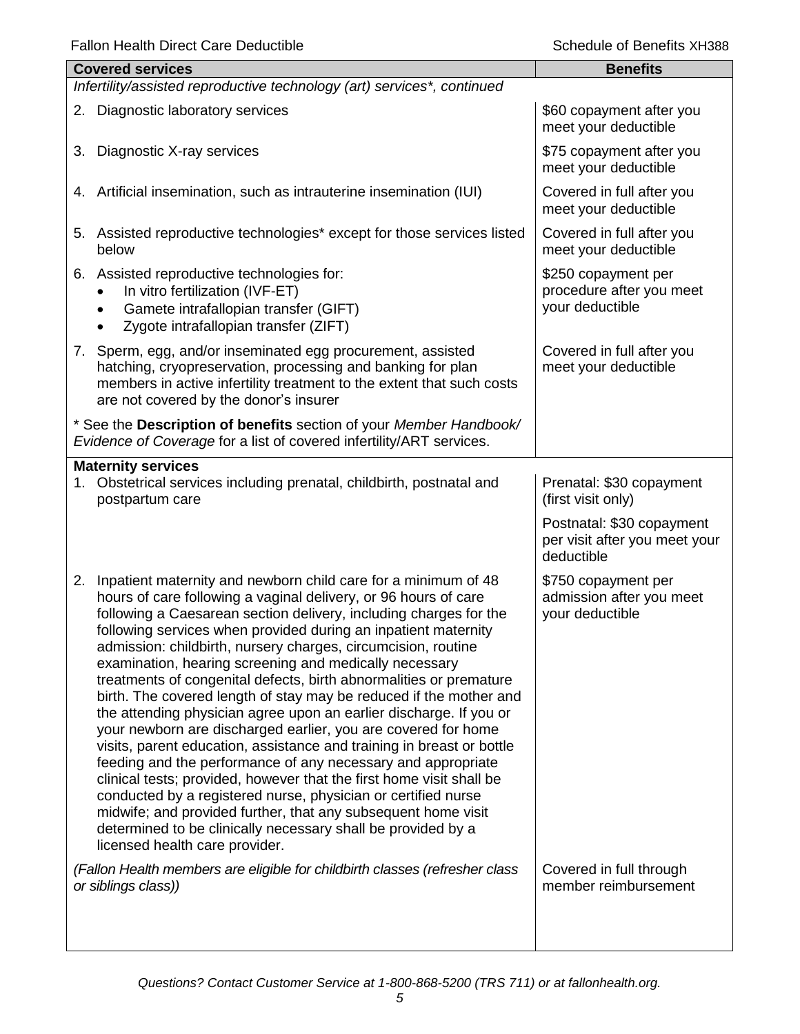| Covered services | Benefits |
|---|---|
| *Infertility/assisted reproductive technology (art) services\*, continued* | |
| 2. Diagnostic laboratory services | $60 copayment after you meet your deductible |
| 3. Diagnostic X-ray services | $75 copayment after you meet your deductible |
| 4. Artificial insemination, such as intrauterine insemination (IUI) | Covered in full after you meet your deductible |
| 5. Assisted reproductive technologies* except for those services listed below | Covered in full after you meet your deductible |
| 6. Assisted reproductive technologies for: <br>• In vitro fertilization (IVF-ET) <br>• Gamete intrafallopian transfer (GIFT) <br>• Zygote intrafallopian transfer (ZIFT) | $250 copayment per procedure after you meet your deductible |
| 7. Sperm, egg, and/or inseminated egg procurement, assisted hatching, cryopreservation, processing and banking for plan members in active infertility treatment to the extent that such costs are not covered by the donor's insurer | Covered in full after you meet your deductible |
| * See the **Description of benefits** section of your *Member Handbook/ Evidence of Coverage* for a list of covered infertility/ART services. | |
| **Maternity services** | |
| 1. Obstetrical services including prenatal, childbirth, postnatal and postpartum care | Prenatal: $30 copayment (first visit only) <br><br> Postnatal: $30 copayment per visit after you meet your deductible |
| 2. Inpatient maternity and newborn child care for a minimum of 48 hours of care following a vaginal delivery, or 96 hours of care following a Caesarean section delivery, including charges for the following services when provided during an inpatient maternity admission: childbirth, nursery charges, circumcision, routine examination, hearing screening and medically necessary treatments of congenital defects, birth abnormalities or premature birth. The covered length of stay may be reduced if the mother and the attending physician agree upon an earlier discharge. If you or your newborn are discharged earlier, you are covered for home visits, parent education, assistance and training in breast or bottle feeding and the performance of any necessary and appropriate clinical tests; provided, however that the first home visit shall be conducted by a registered nurse, physician or certified nurse midwife; and provided further, that any subsequent home visit determined to be clinically necessary shall be provided by a licensed health care provider. | $750 copayment per admission after you meet your deductible |
| *(Fallon Health members are eligible for childbirth classes (refresher class or siblings class))* | Covered in full through member reimbursement |

*Questions? Contact Customer Service at 1-800-868-5200 (TRS 711) or at fallonhealth.org.*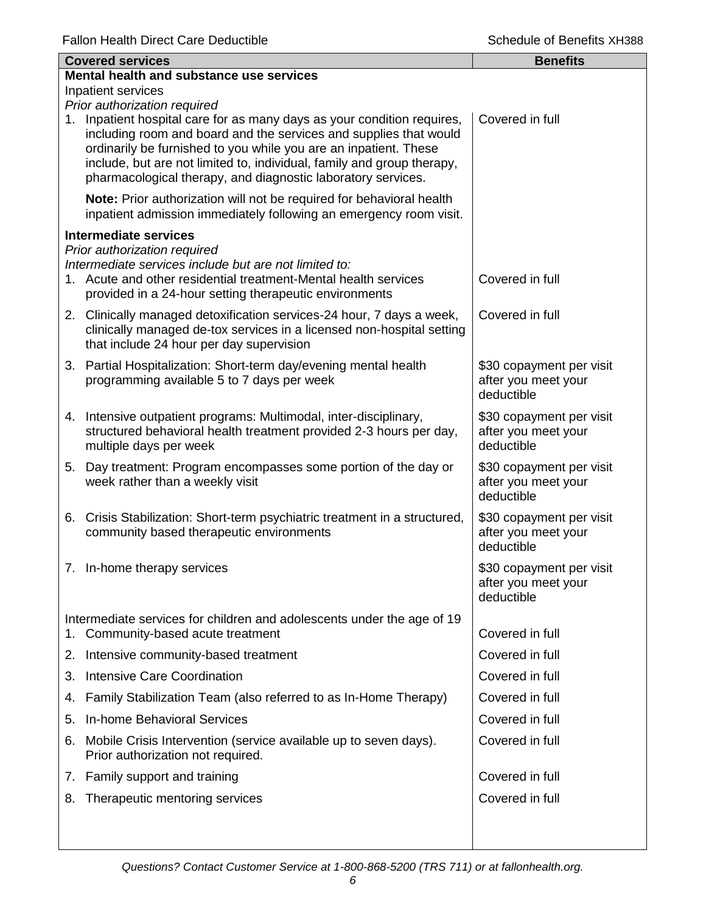| Covered services | Benefits |
| --- | --- |
| **Mental health and substance use services** | |
| Inpatient services | |
| *Prior authorization required* | |
| 1. Inpatient hospital care for as many days as your condition requires, including room and board and the services and supplies that would ordinarily be furnished to you while you are an inpatient. These include, but are not limited to, individual, family and group therapy, pharmacological therapy, and diagnostic laboratory services. | Covered in full |
| **Note:** Prior authorization will not be required for behavioral health inpatient admission immediately following an emergency room visit. | |
| **Intermediate services** | |
| *Prior authorization required* | |
| *Intermediate services include but are not limited to:* | |
| 1. Acute and other residential treatment-Mental health services provided in a 24-hour setting therapeutic environments | Covered in full |
| 2. Clinically managed detoxification services-24 hour, 7 days a week, clinically managed de-tox services in a licensed non-hospital setting that include 24 hour per day supervision | Covered in full |
| 3. Partial Hospitalization: Short-term day/evening mental health programming available 5 to 7 days per week | $30 copayment per visit after you meet your deductible |
| 4. Intensive outpatient programs: Multimodal, inter-disciplinary, structured behavioral health treatment provided 2-3 hours per day, multiple days per week | $30 copayment per visit after you meet your deductible |
| 5. Day treatment: Program encompasses some portion of the day or week rather than a weekly visit | $30 copayment per visit after you meet your deductible |
| 6. Crisis Stabilization: Short-term psychiatric treatment in a structured, community based therapeutic environments | $30 copayment per visit after you meet your deductible |
| 7. In-home therapy services | $30 copayment per visit after you meet your deductible |
| Intermediate services for children and adolescents under the age of 19 | |
| 1. Community-based acute treatment | Covered in full |
| 2. Intensive community-based treatment | Covered in full |
| 3. Intensive Care Coordination | Covered in full |
| 4. Family Stabilization Team (also referred to as In-Home Therapy) | Covered in full |
| 5. In-home Behavioral Services | Covered in full |
| 6. Mobile Crisis Intervention (service available up to seven days). Prior authorization not required. | Covered in full |
| 7. Family support and training | Covered in full |
| 8. Therapeutic mentoring services | Covered in full |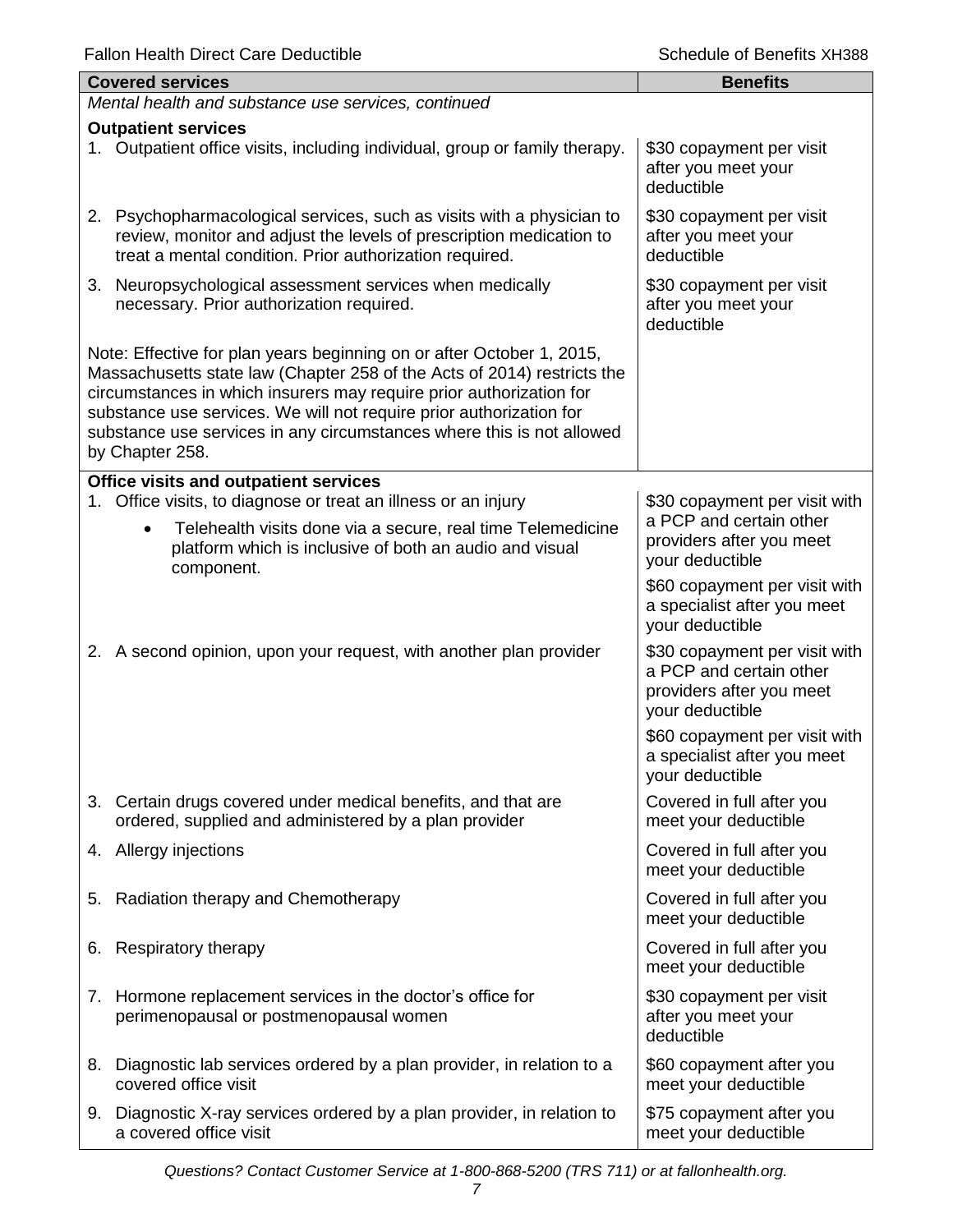| Covered services | Benefits |
|---|---|
| *Mental health and substance use services, continued* | |
| **Outpatient services** | |
| 1. Outpatient office visits, including individual, group or family therapy. | $30 copayment per visit after you meet your deductible |
| 2. Psychopharmacological services, such as visits with a physician to review, monitor and adjust the levels of prescription medication to treat a mental condition. Prior authorization required. | $30 copayment per visit after you meet your deductible |
| 3. Neuropsychological assessment services when medically necessary. Prior authorization required. | $30 copayment per visit after you meet your deductible |
| Note: Effective for plan years beginning on or after October 1, 2015, Massachusetts state law (Chapter 258 of the Acts of 2014) restricts the circumstances in which insurers may require prior authorization for substance use services. We will not require prior authorization for substance use services in any circumstances where this is not allowed by Chapter 258. | |
| **Office visits and outpatient services** | |
| 1. Office visits, to diagnose or treat an illness or an injury<br>• Telehealth visits done via a secure, real time Telemedicine platform which is inclusive of both an audio and visual component. | $30 copayment per visit with a PCP and certain other providers after you meet your deductible<br>$60 copayment per visit with a specialist after you meet your deductible |
| 2. A second opinion, upon your request, with another plan provider | $30 copayment per visit with a PCP and certain other providers after you meet your deductible<br>$60 copayment per visit with a specialist after you meet your deductible |
| 3. Certain drugs covered under medical benefits, and that are ordered, supplied and administered by a plan provider | Covered in full after you meet your deductible |
| 4. Allergy injections | Covered in full after you meet your deductible |
| 5. Radiation therapy and Chemotherapy | Covered in full after you meet your deductible |
| 6. Respiratory therapy | Covered in full after you meet your deductible |
| 7. Hormone replacement services in the doctor's office for perimenopausal or postmenopausal women | $30 copayment per visit after you meet your deductible |
| 8. Diagnostic lab services ordered by a plan provider, in relation to a covered office visit | $60 copayment after you meet your deductible |
| 9. Diagnostic X-ray services ordered by a plan provider, in relation to a covered office visit | $75 copayment after you meet your deductible |

*Questions? Contact Customer Service at 1-800-868-5200 (TRS 711) or at fallonhealth.org.*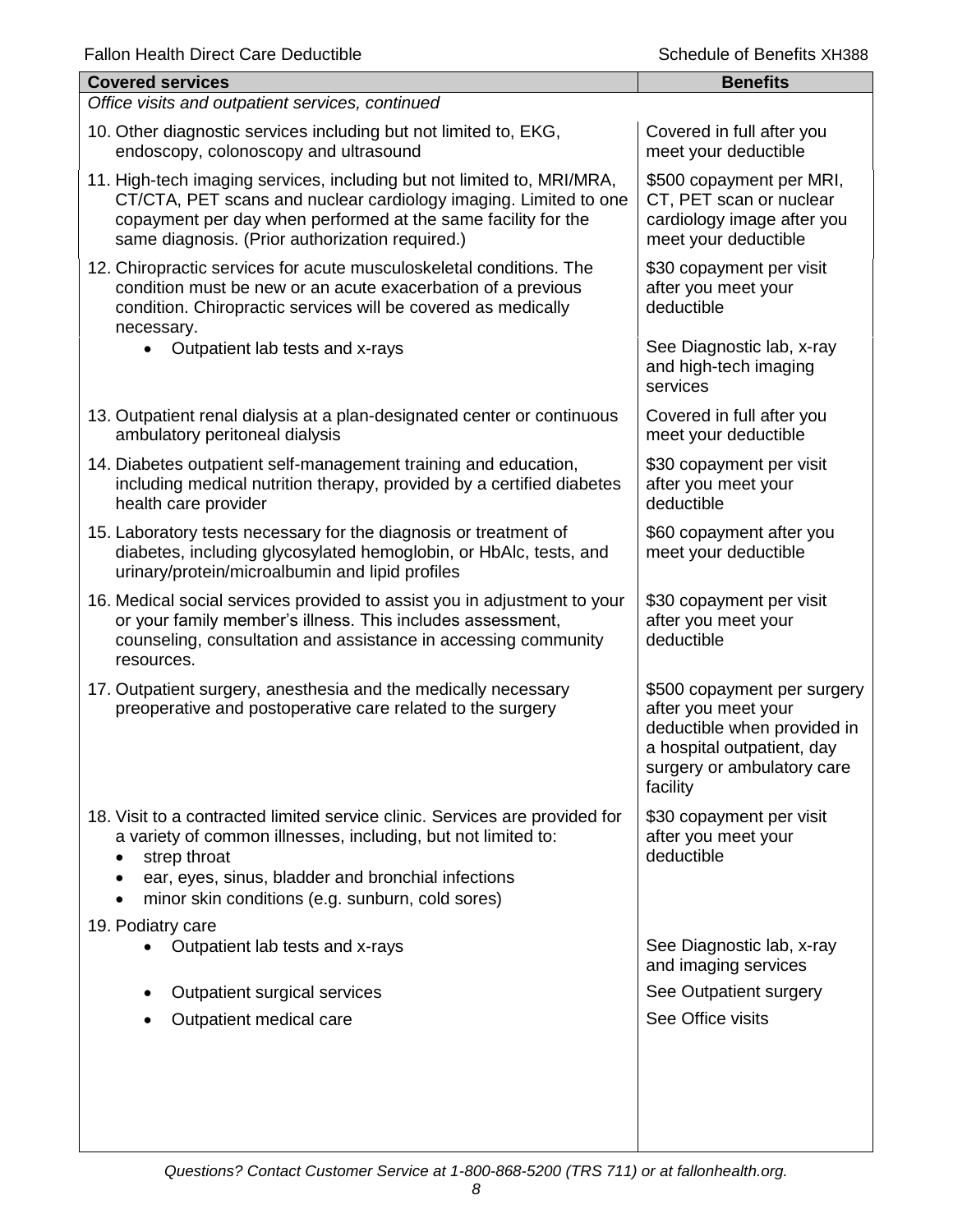| Covered services | Benefits |
|---|---|
| *Office visits and outpatient services, continued* | |
| 10. Other diagnostic services including but not limited to, EKG, endoscopy, colonoscopy and ultrasound | Covered in full after you meet your deductible |
| 11. High-tech imaging services, including but not limited to, MRI/MRA, CT/CTA, PET scans and nuclear cardiology imaging. Limited to one copayment per day when performed at the same facility for the same diagnosis. (Prior authorization required.) | \$500 copayment per MRI, CT, PET scan or nuclear cardiology image after you meet your deductible |
| 12. Chiropractic services for acute musculoskeletal conditions. The condition must be new or an acute exacerbation of a previous condition. Chiropractic services will be covered as medically necessary. | \$30 copayment per visit after you meet your deductible |
| • Outpatient lab tests and x-rays | See Diagnostic lab, x-ray and high-tech imaging services |
| 13. Outpatient renal dialysis at a plan-designated center or continuous ambulatory peritoneal dialysis | Covered in full after you meet your deductible |
| 14. Diabetes outpatient self-management training and education, including medical nutrition therapy, provided by a certified diabetes health care provider | \$30 copayment per visit after you meet your deductible |
| 15. Laboratory tests necessary for the diagnosis or treatment of diabetes, including glycosylated hemoglobin, or HbAlc, tests, and urinary/protein/microalbumin and lipid profiles | \$60 copayment after you meet your deductible |
| 16. Medical social services provided to assist you in adjustment to your or your family member's illness. This includes assessment, counseling, consultation and assistance in accessing community resources. | \$30 copayment per visit after you meet your deductible |
| 17. Outpatient surgery, anesthesia and the medically necessary preoperative and postoperative care related to the surgery | \$500 copayment per surgery after you meet your deductible when provided in a hospital outpatient, day surgery or ambulatory care facility |
| 18. Visit to a contracted limited service clinic. Services are provided for a variety of common illnesses, including, but not limited to: <br>• strep throat <br>• ear, eyes, sinus, bladder and bronchial infections <br>• minor skin conditions (e.g. sunburn, cold sores) | \$30 copayment per visit after you meet your deductible |
| 19. Podiatry care | |
| • Outpatient lab tests and x-rays | See Diagnostic lab, x-ray and imaging services |
| • Outpatient surgical services | See Outpatient surgery |
| • Outpatient medical care | See Office visits |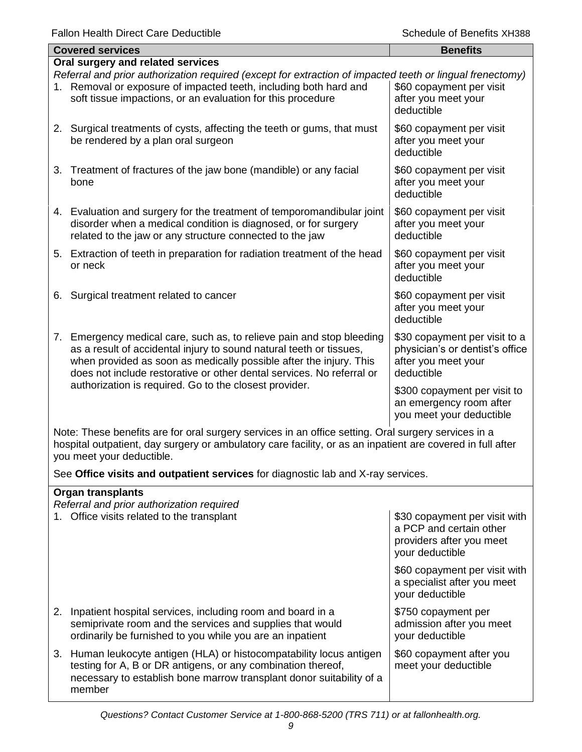| Covered services | Benefits |
|---|---|
| **Oral surgery and related services** | |
| *Referral and prior authorization required (except for extraction of impacted teeth or lingual frenectomy)* | |
| 1. Removal or exposure of impacted teeth, including both hard and soft tissue impactions, or an evaluation for this procedure | $60 copayment per visit after you meet your deductible |
| 2. Surgical treatments of cysts, affecting the teeth or gums, that must be rendered by a plan oral surgeon | $60 copayment per visit after you meet your deductible |
| 3. Treatment of fractures of the jaw bone (mandible) or any facial bone | $60 copayment per visit after you meet your deductible |
| 4. Evaluation and surgery for the treatment of temporomandibular joint disorder when a medical condition is diagnosed, or for surgery related to the jaw or any structure connected to the jaw | $60 copayment per visit after you meet your deductible |
| 5. Extraction of teeth in preparation for radiation treatment of the head or neck | $60 copayment per visit after you meet your deductible |
| 6. Surgical treatment related to cancer | $60 copayment per visit after you meet your deductible |
| 7. Emergency medical care, such as, to relieve pain and stop bleeding as a result of accidental injury to sound natural teeth or tissues, when provided as soon as medically possible after the injury. This does not include restorative or other dental services. No referral or authorization is required. Go to the closest provider. | $30 copayment per visit to a physician's or dentist's office after you meet your deductible<br><br>$300 copayment per visit to an emergency room after you meet your deductible |
| Note: These benefits are for oral surgery services in an office setting. Oral surgery services in a hospital outpatient, day surgery or ambulatory care facility, or as an inpatient are covered in full after you meet your deductible.<br><br>See **Office visits and outpatient services** for diagnostic lab and X-ray services. | |
| **Organ transplants** | |
| *Referral and prior authorization required* | |
| 1. Office visits related to the transplant | $30 copayment per visit with a PCP and certain other providers after you meet your deductible<br><br>$60 copayment per visit with a specialist after you meet your deductible |
| 2. Inpatient hospital services, including room and board in a semiprivate room and the services and supplies that would ordinarily be furnished to you while you are an inpatient | $750 copayment per admission after you meet your deductible |
| 3. Human leukocyte antigen (HLA) or histocompatability locus antigen testing for A, B or DR antigens, or any combination thereof, necessary to establish bone marrow transplant donor suitability of a member | $60 copayment after you meet your deductible |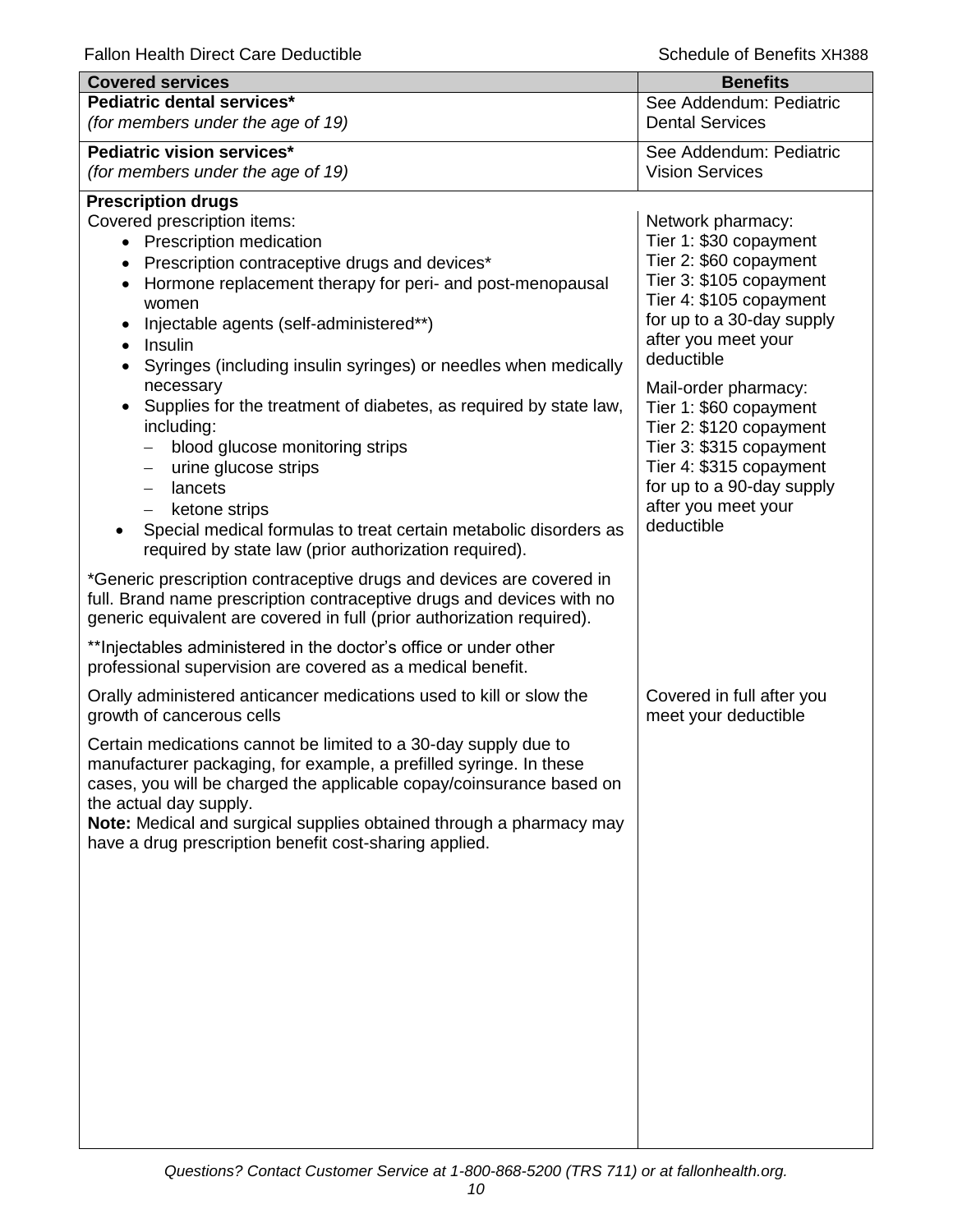| Covered services | Benefits |
|---|---|
| **Pediatric dental services***<br>*(for members under the age of 19)* | See Addendum: Pediatric Dental Services |
| **Pediatric vision services***<br>*(for members under the age of 19)* | See Addendum: Pediatric Vision Services |
| **Prescription drugs**<br>Covered prescription items:<br>• Prescription medication<br>• Prescription contraceptive drugs and devices*<br>• Hormone replacement therapy for peri- and post-menopausal women<br>• Injectable agents (self-administered**)<br>• Insulin<br>• Syringes (including insulin syringes) or needles when medically necessary<br>• Supplies for the treatment of diabetes, as required by state law, including:<br>  – blood glucose monitoring strips<br>  – urine glucose strips<br>  – lancets<br>  – ketone strips<br>• Special medical formulas to treat certain metabolic disorders as required by state law (prior authorization required).<br><br>*Generic prescription contraceptive drugs and devices are covered in full. Brand name prescription contraceptive drugs and devices with no generic equivalent are covered in full (prior authorization required).<br><br>**Injectables administered in the doctor's office or under other professional supervision are covered as a medical benefit. | Network pharmacy:<br>Tier 1: $30 copayment<br>Tier 2: $60 copayment<br>Tier 3: $105 copayment<br>Tier 4: $105 copayment<br>for up to a 30-day supply after you meet your deductible<br><br>Mail-order pharmacy:<br>Tier 1: $60 copayment<br>Tier 2: $120 copayment<br>Tier 3: $315 copayment<br>Tier 4: $315 copayment<br>for up to a 90-day supply after you meet your deductible |
| Orally administered anticancer medications used to kill or slow the growth of cancerous cells<br><br>Certain medications cannot be limited to a 30-day supply due to manufacturer packaging, for example, a prefilled syringe. In these cases, you will be charged the applicable copay/coinsurance based on the actual day supply.<br>**Note:** Medical and surgical supplies obtained through a pharmacy may have a drug prescription benefit cost-sharing applied. | Covered in full after you meet your deductible |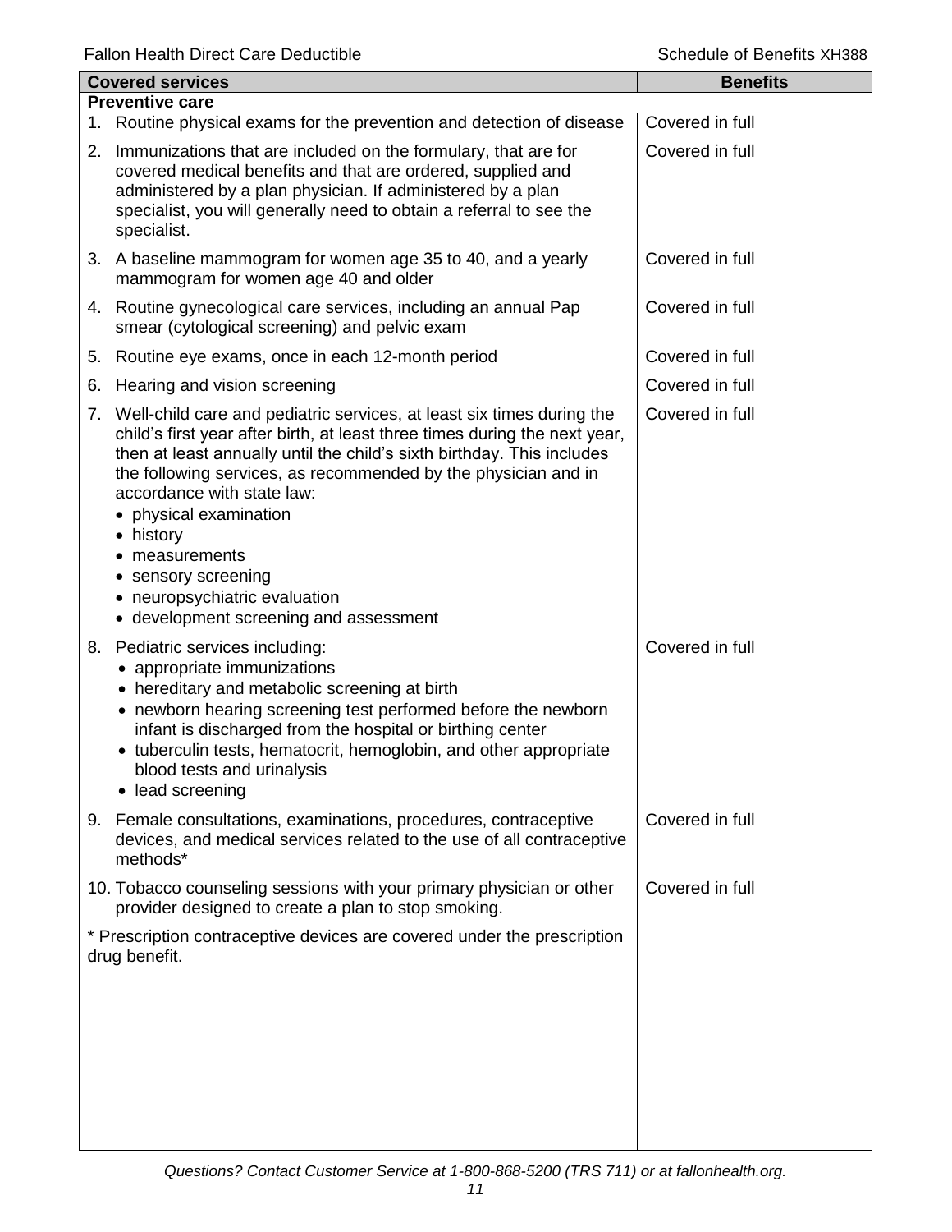| Covered services | Benefits |
|---|---|
| **Preventive care** | |
| 1. Routine physical exams for the prevention and detection of disease | Covered in full |
| 2. Immunizations that are included on the formulary, that are for covered medical benefits and that are ordered, supplied and administered by a plan physician. If administered by a plan specialist, you will generally need to obtain a referral to see the specialist. | Covered in full |
| 3. A baseline mammogram for women age 35 to 40, and a yearly mammogram for women age 40 and older | Covered in full |
| 4. Routine gynecological care services, including an annual Pap smear (cytological screening) and pelvic exam | Covered in full |
| 5. Routine eye exams, once in each 12-month period | Covered in full |
| 6. Hearing and vision screening | Covered in full |
| 7. Well-child care and pediatric services, at least six times during the child's first year after birth, at least three times during the next year, then at least annually until the child's sixth birthday. This includes the following services, as recommended by the physician and in accordance with state law:<br>• physical examination<br>• history<br>• measurements<br>• sensory screening<br>• neuropsychiatric evaluation<br>• development screening and assessment | Covered in full |
| 8. Pediatric services including:<br>• appropriate immunizations<br>• hereditary and metabolic screening at birth<br>• newborn hearing screening test performed before the newborn infant is discharged from the hospital or birthing center<br>• tuberculin tests, hematocrit, hemoglobin, and other appropriate blood tests and urinalysis<br>• lead screening | Covered in full |
| 9. Female consultations, examinations, procedures, contraceptive devices, and medical services related to the use of all contraceptive methods* | Covered in full |
| 10. Tobacco counseling sessions with your primary physician or other provider designed to create a plan to stop smoking. | Covered in full |
| * Prescription contraceptive devices are covered under the prescription drug benefit. | |

*Questions? Contact Customer Service at 1-800-868-5200 (TRS 711) or at fallonhealth.org.*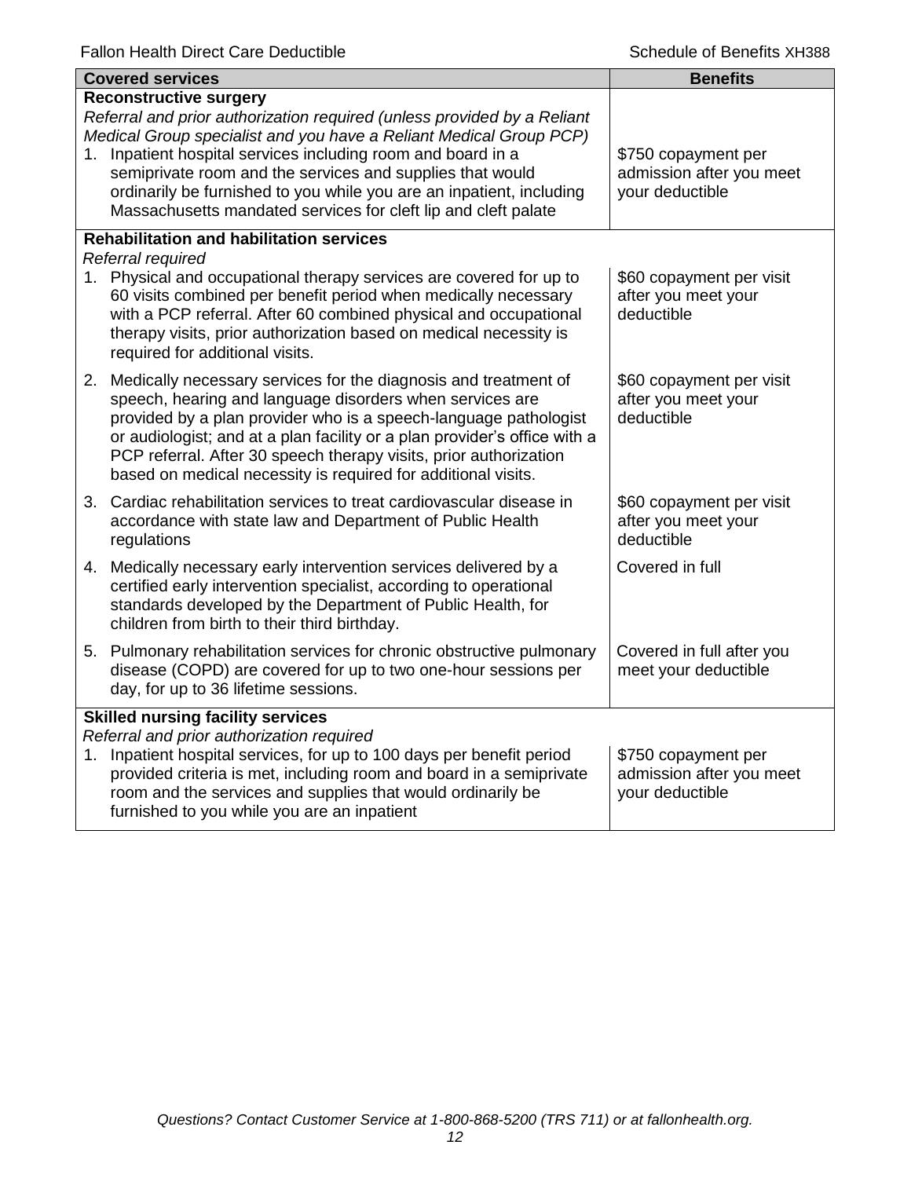| Covered services | Benefits |
|---|---|
| **Reconstructive surgery**<br>*Referral and prior authorization required (unless provided by a Reliant Medical Group specialist and you have a Reliant Medical Group PCP)*<br>1. Inpatient hospital services including room and board in a semiprivate room and the services and supplies that would ordinarily be furnished to you while you are an inpatient, including Massachusetts mandated services for cleft lip and cleft palate | \$750 copayment per admission after you meet your deductible |
| **Rehabilitation and habilitation services**<br>*Referral required*<br>1. Physical and occupational therapy services are covered for up to 60 visits combined per benefit period when medically necessary with a PCP referral. After 60 combined physical and occupational therapy visits, prior authorization based on medical necessity is required for additional visits. | \$60 copayment per visit after you meet your deductible |
| 2. Medically necessary services for the diagnosis and treatment of speech, hearing and language disorders when services are provided by a plan provider who is a speech-language pathologist or audiologist; and at a plan facility or a plan provider's office with a PCP referral. After 30 speech therapy visits, prior authorization based on medical necessity is required for additional visits. | \$60 copayment per visit after you meet your deductible |
| 3. Cardiac rehabilitation services to treat cardiovascular disease in accordance with state law and Department of Public Health regulations | \$60 copayment per visit after you meet your deductible |
| 4. Medically necessary early intervention services delivered by a certified early intervention specialist, according to operational standards developed by the Department of Public Health, for children from birth to their third birthday. | Covered in full |
| 5. Pulmonary rehabilitation services for chronic obstructive pulmonary disease (COPD) are covered for up to two one-hour sessions per day, for up to 36 lifetime sessions. | Covered in full after you meet your deductible |
| **Skilled nursing facility services**<br>*Referral and prior authorization required*<br>1. Inpatient hospital services, for up to 100 days per benefit period provided criteria is met, including room and board in a semiprivate room and the services and supplies that would ordinarily be furnished to you while you are an inpatient | \$750 copayment per admission after you meet your deductible |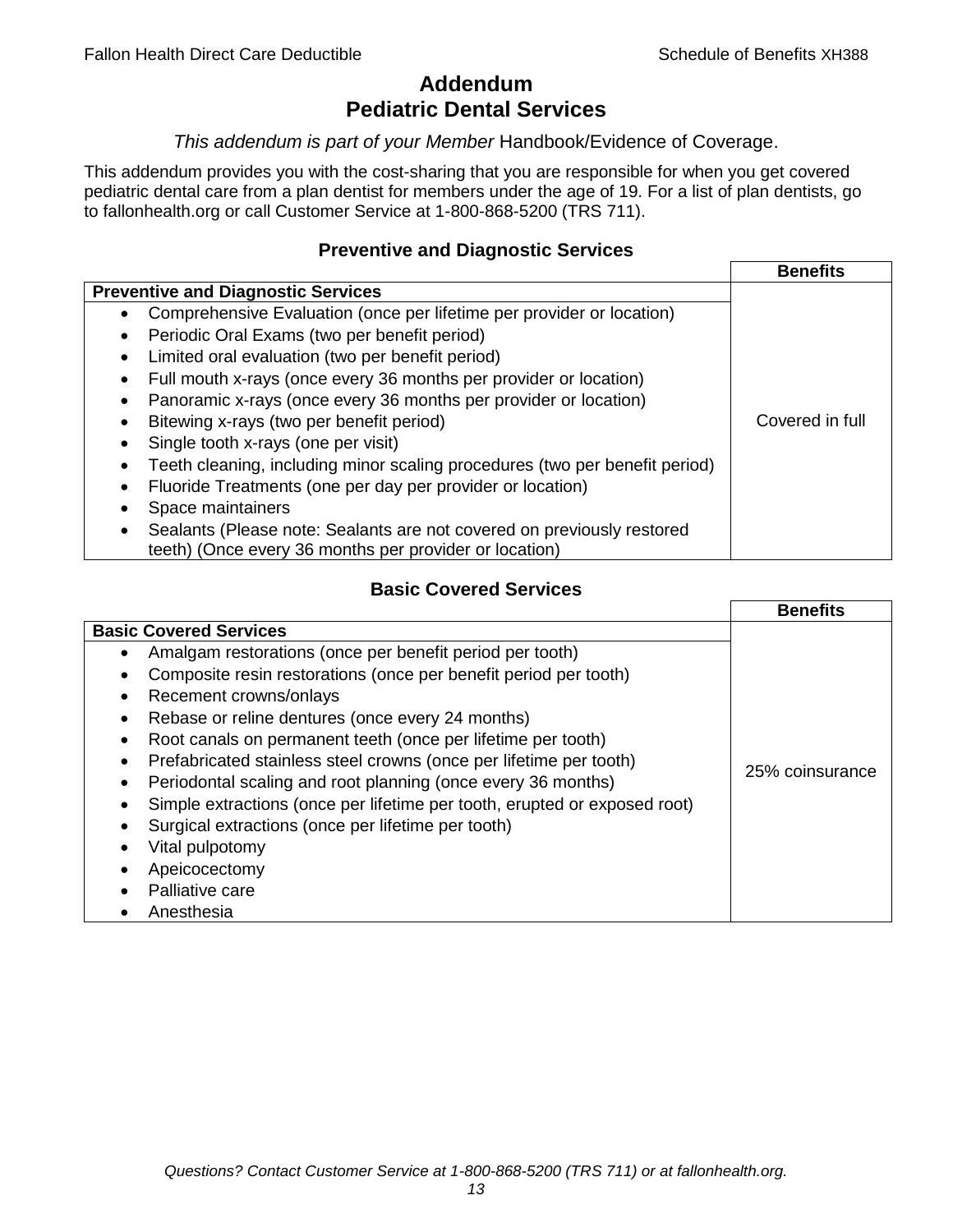# Addendum
# Pediatric Dental Services

*This addendum is part of your Member* Handbook/Evidence of Coverage.

This addendum provides you with the cost-sharing that you are responsible for when you get covered pediatric dental care from a plan dentist for members under the age of 19. For a list of plan dentists, go to fallonhealth.org or call Customer Service at 1-800-868-5200 (TRS 711).

### Preventive and Diagnostic Services

| **Preventive and Diagnostic Services** | **Benefits** |
|---|---|
| • Comprehensive Evaluation (once per lifetime per provider or location)<br>• Periodic Oral Exams (two per benefit period)<br>• Limited oral evaluation (two per benefit period)<br>• Full mouth x-rays (once every 36 months per provider or location)<br>• Panoramic x-rays (once every 36 months per provider or location)<br>• Bitewing x-rays (two per benefit period)<br>• Single tooth x-rays (one per visit)<br>• Teeth cleaning, including minor scaling procedures (two per benefit period)<br>• Fluoride Treatments (one per day per provider or location)<br>• Space maintainers<br>• Sealants (Please note: Sealants are not covered on previously restored teeth) (Once every 36 months per provider or location) | Covered in full |

### Basic Covered Services

| **Basic Covered Services** | **Benefits** |
|---|---|
| • Amalgam restorations (once per benefit period per tooth)<br>• Composite resin restorations (once per benefit period per tooth)<br>• Recement crowns/onlays<br>• Rebase or reline dentures (once every 24 months)<br>• Root canals on permanent teeth (once per lifetime per tooth)<br>• Prefabricated stainless steel crowns (once per lifetime per tooth)<br>• Periodontal scaling and root planning (once every 36 months)<br>• Simple extractions (once per lifetime per tooth, erupted or exposed root)<br>• Surgical extractions (once per lifetime per tooth)<br>• Vital pulpotomy<br>• Apeicocectomy<br>• Palliative care<br>• Anesthesia | 25% coinsurance |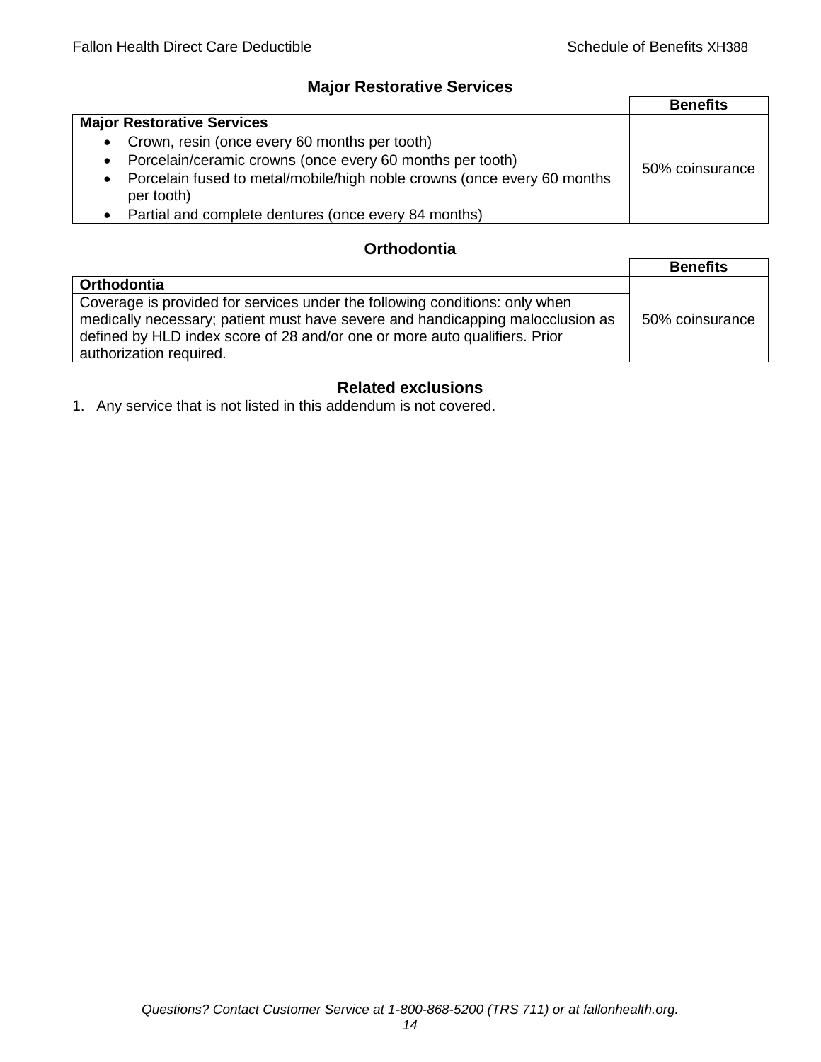## Major Restorative Services

| | Benefits |
|---|---|
| **Major Restorative Services** | 50% coinsurance |
| • Crown, resin (once every 60 months per tooth)<br>• Porcelain/ceramic crowns (once every 60 months per tooth)<br>• Porcelain fused to metal/mobile/high noble crowns (once every 60 months per tooth)<br>• Partial and complete dentures (once every 84 months) | |

## Orthodontia

| | Benefits |
|---|---|
| **Orthodontia** | 50% coinsurance |
| Coverage is provided for services under the following conditions: only when medically necessary; patient must have severe and handicapping malocclusion as defined by HLD index score of 28 and/or one or more auto qualifiers. Prior authorization required. | |

## Related exclusions

1. Any service that is not listed in this addendum is not covered.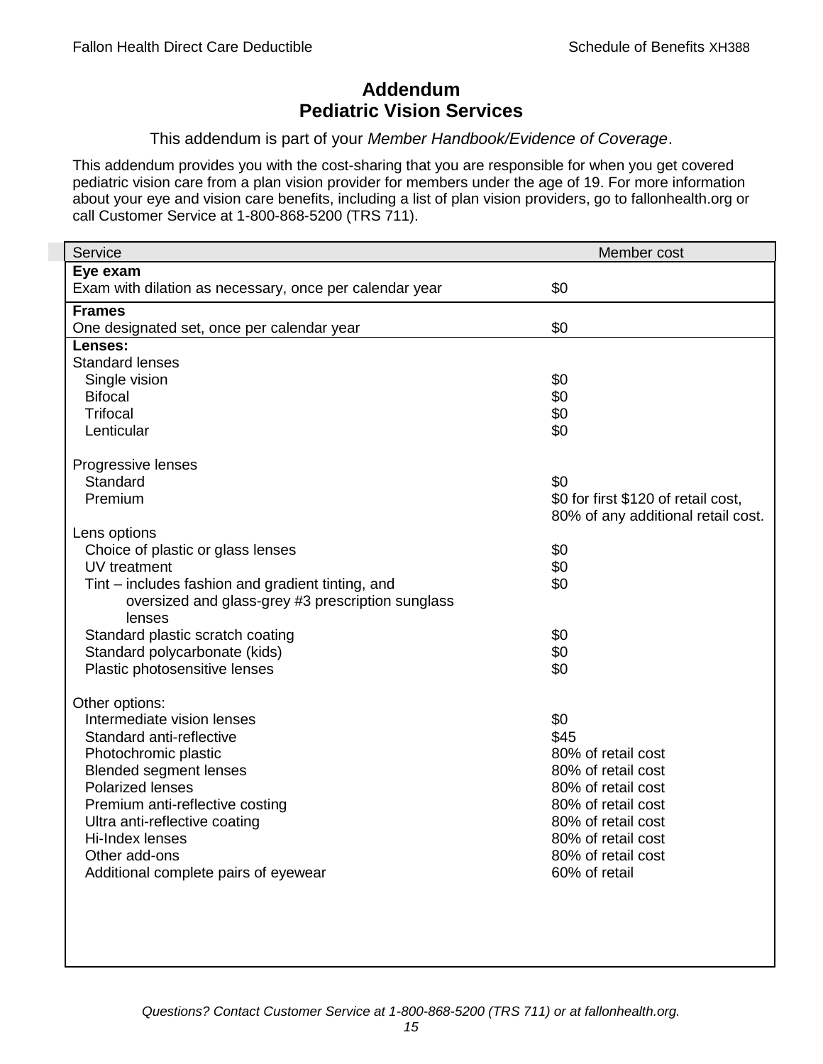# Addendum
# Pediatric Vision Services

This addendum is part of your *Member Handbook/Evidence of Coverage*.

This addendum provides you with the cost-sharing that you are responsible for when you get covered pediatric vision care from a plan vision provider for members under the age of 19. For more information about your eye and vision care benefits, including a list of plan vision providers, go to fallonhealth.org or call Customer Service at 1-800-868-5200 (TRS 711).

| Service | Member cost |
|---|---|
| **Eye exam** | |
| Exam with dilation as necessary, once per calendar year | $0 |
| **Frames** | |
| One designated set, once per calendar year | $0 |
| **Lenses:** | |
| Standard lenses | |
| Single vision | $0 |
| Bifocal | $0 |
| Trifocal | $0 |
| Lenticular | $0 |
| Progressive lenses | |
| Standard | $0 |
| Premium | $0 for first $120 of retail cost, 80% of any additional retail cost. |
| Lens options | |
| Choice of plastic or glass lenses | $0 |
| UV treatment | $0 |
| Tint – includes fashion and gradient tinting, and oversized and glass-grey #3 prescription sunglass lenses | $0 |
| Standard plastic scratch coating | $0 |
| Standard polycarbonate (kids) | $0 |
| Plastic photosensitive lenses | $0 |
| Other options: | |
| Intermediate vision lenses | $0 |
| Standard anti-reflective | $45 |
| Photochromic plastic | 80% of retail cost |
| Blended segment lenses | 80% of retail cost |
| Polarized lenses | 80% of retail cost |
| Premium anti-reflective costing | 80% of retail cost |
| Ultra anti-reflective coating | 80% of retail cost |
| Hi-Index lenses | 80% of retail cost |
| Other add-ons | 80% of retail cost |
| Additional complete pairs of eyewear | 60% of retail |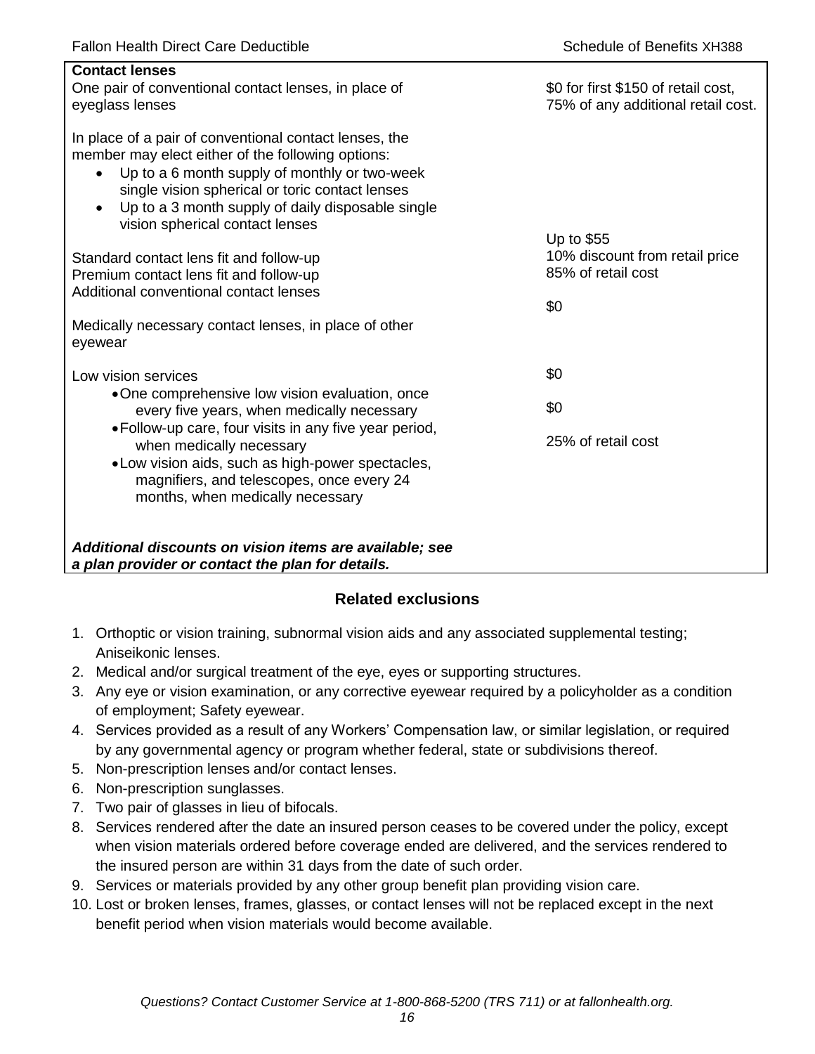| Contact lenses | |
|---|---|
| One pair of conventional contact lenses, in place of eyeglass lenses<br><br>In place of a pair of conventional contact lenses, the member may elect either of the following options:<br>• Up to a 6 month supply of monthly or two-week single vision spherical or toric contact lenses<br>• Up to a 3 month supply of daily disposable single vision spherical contact lenses | $0 for first $150 of retail cost, 75% of any additional retail cost. |
| Standard contact lens fit and follow-up | Up to $55 |
| Premium contact lens fit and follow-up | 10% discount from retail price |
| Additional conventional contact lenses | 85% of retail cost |
| Medically necessary contact lenses, in place of other eyewear | $0 |
| Low vision services<br>• One comprehensive low vision evaluation, once every five years, when medically necessary | $0 |
| • Follow-up care, four visits in any five year period, when medically necessary | $0 |
| • Low vision aids, such as high-power spectacles, magnifiers, and telescopes, once every 24 months, when medically necessary | 25% of retail cost |
| ***Additional discounts on vision items are available; see a plan provider or contact the plan for details.*** | |

## Related exclusions

1. Orthoptic or vision training, subnormal vision aids and any associated supplemental testing; Aniseikonic lenses.
2. Medical and/or surgical treatment of the eye, eyes or supporting structures.
3. Any eye or vision examination, or any corrective eyewear required by a policyholder as a condition of employment; Safety eyewear.
4. Services provided as a result of any Workers' Compensation law, or similar legislation, or required by any governmental agency or program whether federal, state or subdivisions thereof.
5. Non-prescription lenses and/or contact lenses.
6. Non-prescription sunglasses.
7. Two pair of glasses in lieu of bifocals.
8. Services rendered after the date an insured person ceases to be covered under the policy, except when vision materials ordered before coverage ended are delivered, and the services rendered to the insured person are within 31 days from the date of such order.
9. Services or materials provided by any other group benefit plan providing vision care.
10. Lost or broken lenses, frames, glasses, or contact lenses will not be replaced except in the next benefit period when vision materials would become available.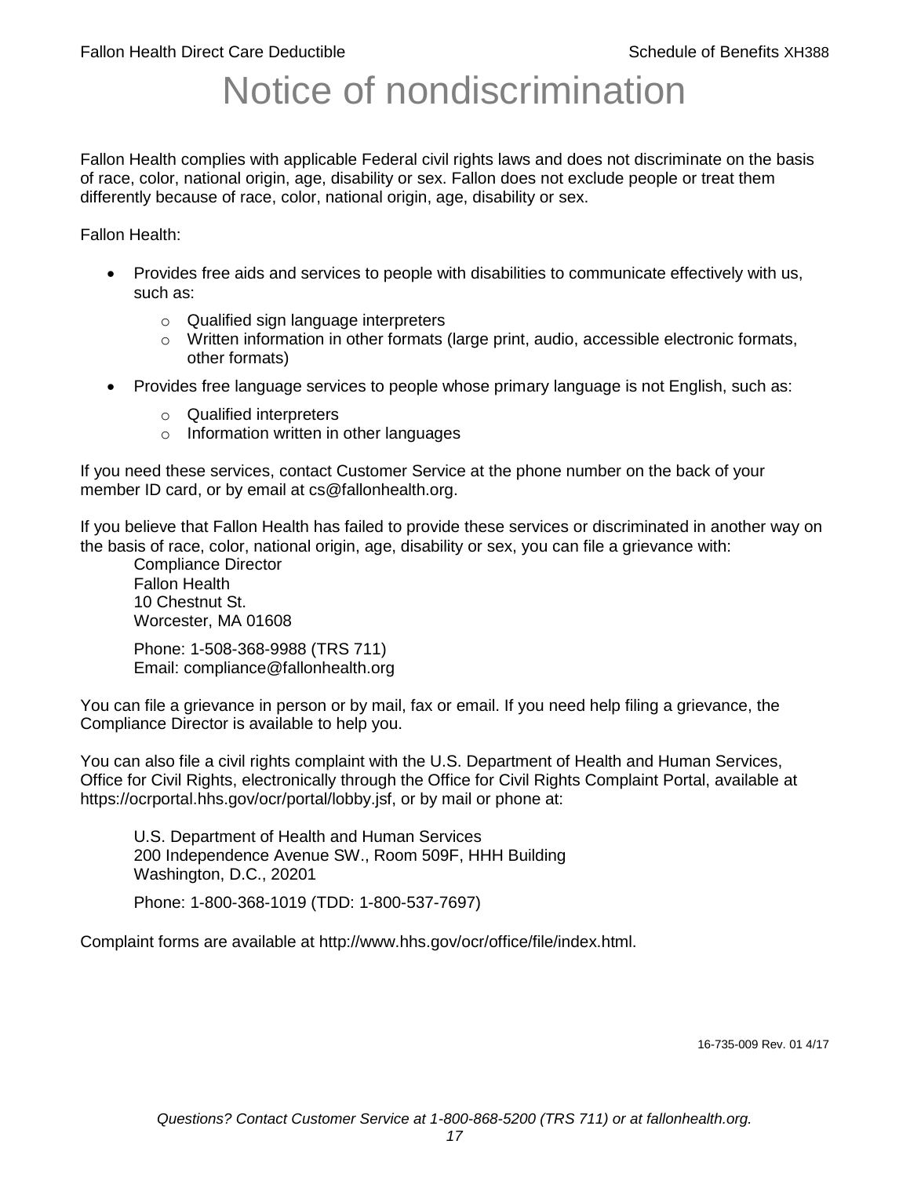# Notice of nondiscrimination

Fallon Health complies with applicable Federal civil rights laws and does not discriminate on the basis of race, color, national origin, age, disability or sex. Fallon does not exclude people or treat them differently because of race, color, national origin, age, disability or sex.

Fallon Health:

- Provides free aids and services to people with disabilities to communicate effectively with us, such as:
  - Qualified sign language interpreters
  - Written information in other formats (large print, audio, accessible electronic formats, other formats)
- Provides free language services to people whose primary language is not English, such as:
  - Qualified interpreters
  - Information written in other languages

If you need these services, contact Customer Service at the phone number on the back of your member ID card, or by email at cs@fallonhealth.org.

If you believe that Fallon Health has failed to provide these services or discriminated in another way on the basis of race, color, national origin, age, disability or sex, you can file a grievance with:

Compliance Director
Fallon Health
10 Chestnut St.
Worcester, MA 01608

Phone: 1-508-368-9988 (TRS 711)
Email: compliance@fallonhealth.org

You can file a grievance in person or by mail, fax or email. If you need help filing a grievance, the Compliance Director is available to help you.

You can also file a civil rights complaint with the U.S. Department of Health and Human Services, Office for Civil Rights, electronically through the Office for Civil Rights Complaint Portal, available at https://ocrportal.hhs.gov/ocr/portal/lobby.jsf, or by mail or phone at:

U.S. Department of Health and Human Services
200 Independence Avenue SW., Room 509F, HHH Building
Washington, D.C., 20201

Phone: 1-800-368-1019 (TDD: 1-800-537-7697)

Complaint forms are available at http://www.hhs.gov/ocr/office/file/index.html.

16-735-009 Rev. 01 4/17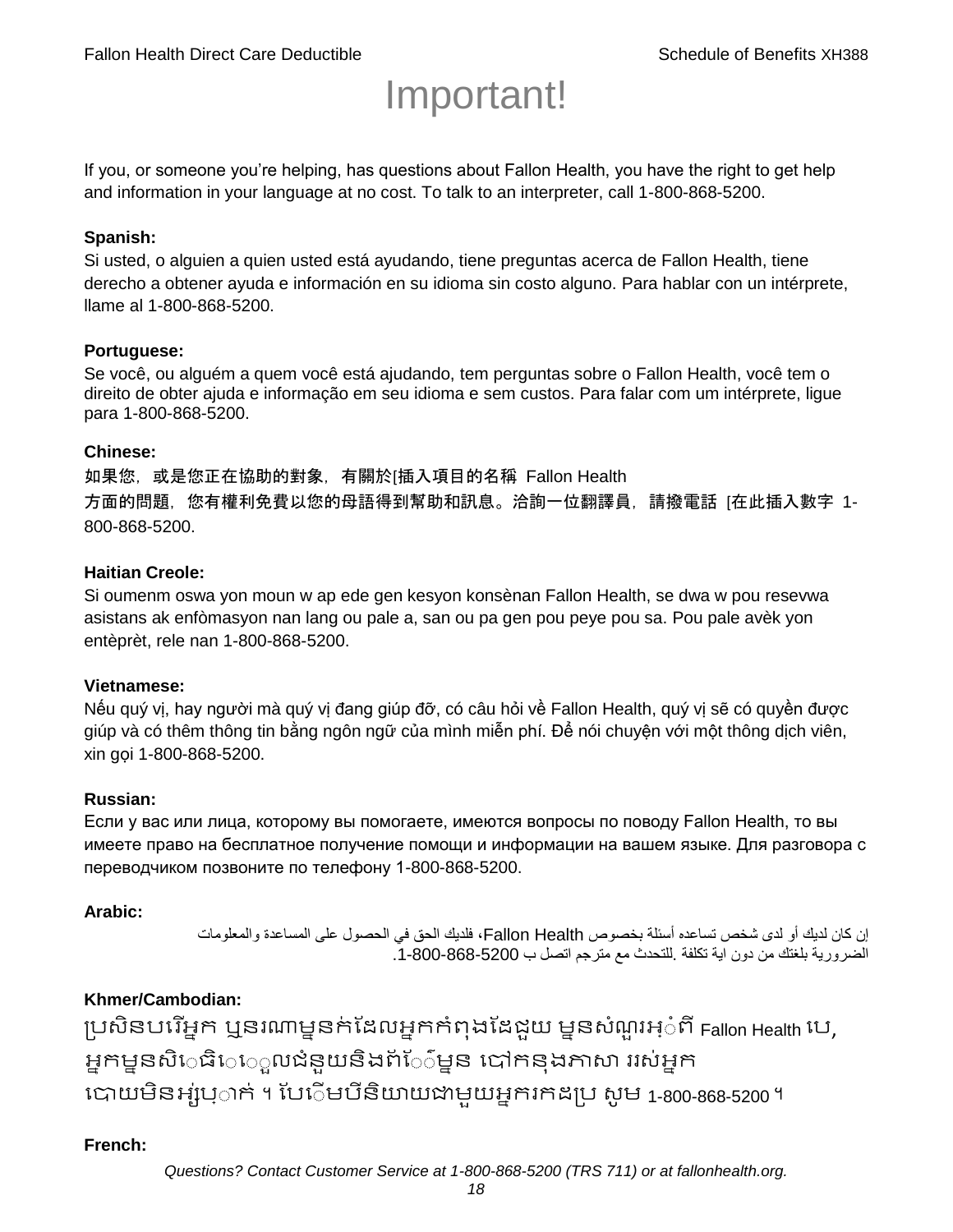# Important!

If you, or someone you're helping, has questions about Fallon Health, you have the right to get help and information in your language at no cost. To talk to an interpreter, call 1-800-868-5200.

**Spanish:**
Si usted, o alguien a quien usted está ayudando, tiene preguntas acerca de Fallon Health, tiene derecho a obtener ayuda e información en su idioma sin costo alguno. Para hablar con un intérprete, llame al 1-800-868-5200.

**Portuguese:**
Se você, ou alguém a quem você está ajudando, tem perguntas sobre o Fallon Health, você tem o direito de obter ajuda e informação em seu idioma e sem custos. Para falar com um intérprete, ligue para 1-800-868-5200.

**Chinese:**
如果您，或是您正在協助的對象，有關於[插入項目的名稱 Fallon Health 方面的問題，您有權利免費以您的母語得到幫助和訊息。洽詢一位翻譯員，請撥電話 [在此插入數字 1-800-868-5200.

**Haitian Creole:**
Si oumenm oswa yon moun w ap ede gen kesyon konsènan Fallon Health, se dwa w pou resevwa asistans ak enfòmasyon nan lang ou pale a, san ou pa gen pou peye pou sa. Pou pale avèk yon entèprèt, rele nan 1-800-868-5200.

**Vietnamese:**
Nếu quý vị, hay người mà quý vị đang giúp đỡ, có câu hỏi về Fallon Health, quý vị sẽ có quyền được giúp và có thêm thông tin bằng ngôn ngữ của mình miễn phí. Để nói chuyện với một thông dịch viên, xin gọi 1-800-868-5200.

**Russian:**
Если у вас или лица, которому вы помогаете, имеются вопросы по поводу Fallon Health, то вы имеете право на бесплатное получение помощи и информации на вашем языке. Для разговора с переводчиком позвоните по телефону 1-800-868-5200.

**Arabic:**
إن كان لديك أو لدى شخص تساعده أسئلة بخصوص Fallon Health، فلديك الحق في الحصول على المساعدة والمعلومات الضرورية بلغتك من دون اية تكلفة .للتحدث مع مترجم اتصل ب 1-800-868-5200.

**Khmer/Cambodian:**
ប្រសិនបរើអ្នក ឬនរណាម្នក់ដែលអ្នកកំពុងដែជួយ ម្នសំណួរអ្ំពី Fallon Health បេ, អ្នកម្នសិេធិេេួលជំនួយនិងព័េ៌ម្នន បៅកនុងភាសា ររស់អ្នក បោយមិនអ្ស់ប្ាក់ ។ បែេិមបីនិយាយជាមួយអ្នករកដប្រ សូម 1-800-868-5200 ។

**French:**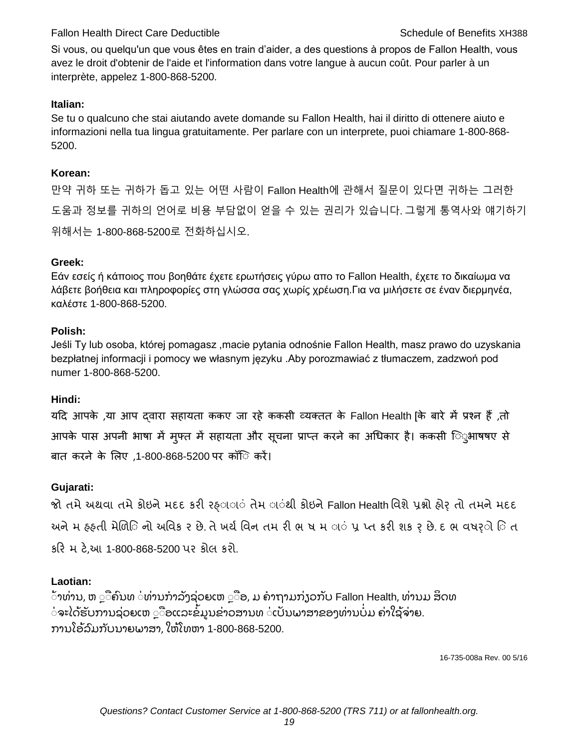Si vous, ou quelqu'un que vous êtes en train d'aider, a des questions à propos de Fallon Health, vous avez le droit d'obtenir de l'aide et l'information dans votre langue à aucun coût. Pour parler à un interprète, appelez 1-800-868-5200.

**Italian:**

Se tu o qualcuno che stai aiutando avete domande su Fallon Health, hai il diritto di ottenere aiuto e informazioni nella tua lingua gratuitamente. Per parlare con un interprete, puoi chiamare 1-800-868-5200.

**Korean:**

만약 귀하 또는 귀하가 돕고 있는 어떤 사람이 Fallon Health에 관해서 질문이 있다면 귀하는 그러한 도움과 정보를 귀하의 언어로 비용 부담없이 얻을 수 있는 권리가 있습니다. 그렇게 통역사와 얘기하기 위해서는 1-800-868-5200로 전화하십시오.

**Greek:**

Εάν εσείς ή κάποιος που βοηθάτε έχετε ερωτήσεις γύρω απο το Fallon Health, έχετε το δικαίωμα να λάβετε βοήθεια και πληροφορίες στη γλώσσα σας χωρίς χρέωση.Για να μιλήσετε σε έναν διερμηνέα, καλέστε 1-800-868-5200.

**Polish:**

Jeśli Ty lub osoba, której pomagasz ,macie pytania odnośnie Fallon Health, masz prawo do uzyskania bezpłatnej informacji i pomocy we własnym języku .Aby porozmawiać z tłumaczem, zadzwoń pod numer 1-800-868-5200.

**Hindi:**

यदि आपके ,या आप द्वारा सहायता ककए जा रहे ककसी व्यक्तत के Fallon Health [के बारे में प्रश्न हैं ,तो आपके पास अपनी भाषा में मुफ्त में सहायता और सूचना प्राप्त करने का अधिकार है। ककसी िुभाषषए से बात करने के लिए ,1-800-868-5200 पर कॉि करें।

**Gujarati:**

જો તમે અથવા તમે કોઇને મદદ કરી રહ્યાં તેમ ાંથી કોઇને Fallon Health વિશે પ્રશ્નો હોર્ તો તમને મદદ અને મ હહતી મેળિિ નો અવિક ર છે. તે ખર્ચ વિન તમ રી ભ ષ મ ાં પ્ર પ્ત કરી શક ર્ છે. દ ભ વષર્ો િ ત કરિ મ ટે,આ 1-800-868-5200 પર કોલ કરો.

**Laotian:**

້າທ່ານ, ຫ ູືຄົນທ ່ທ່ານກໍາລັງຊ່ວຍເຫ ູືອ, ມ ຄໍາຖາມກ່ຽວກັບ Fallon Health, ທ່ານມ ສິດທ ່ຈະໄດ້ຮັບການຊ່ວຍເຫ ູືອແລະຂໍ້ມູນຂ່າວສານທ ່ເປັນພາສາຂອງທ່ານບໍ່ມ ຄ່າໃຊ້ຈ່າຍ. ການໂອ້ລົມກັບນາຍພາສາ, ໃຫ້ໂທຫາ 1-800-868-5200.

16-735-008a Rev. 00 5/16

*Questions? Contact Customer Service at 1-800-868-5200 (TRS 711) or at fallonhealth.org.*